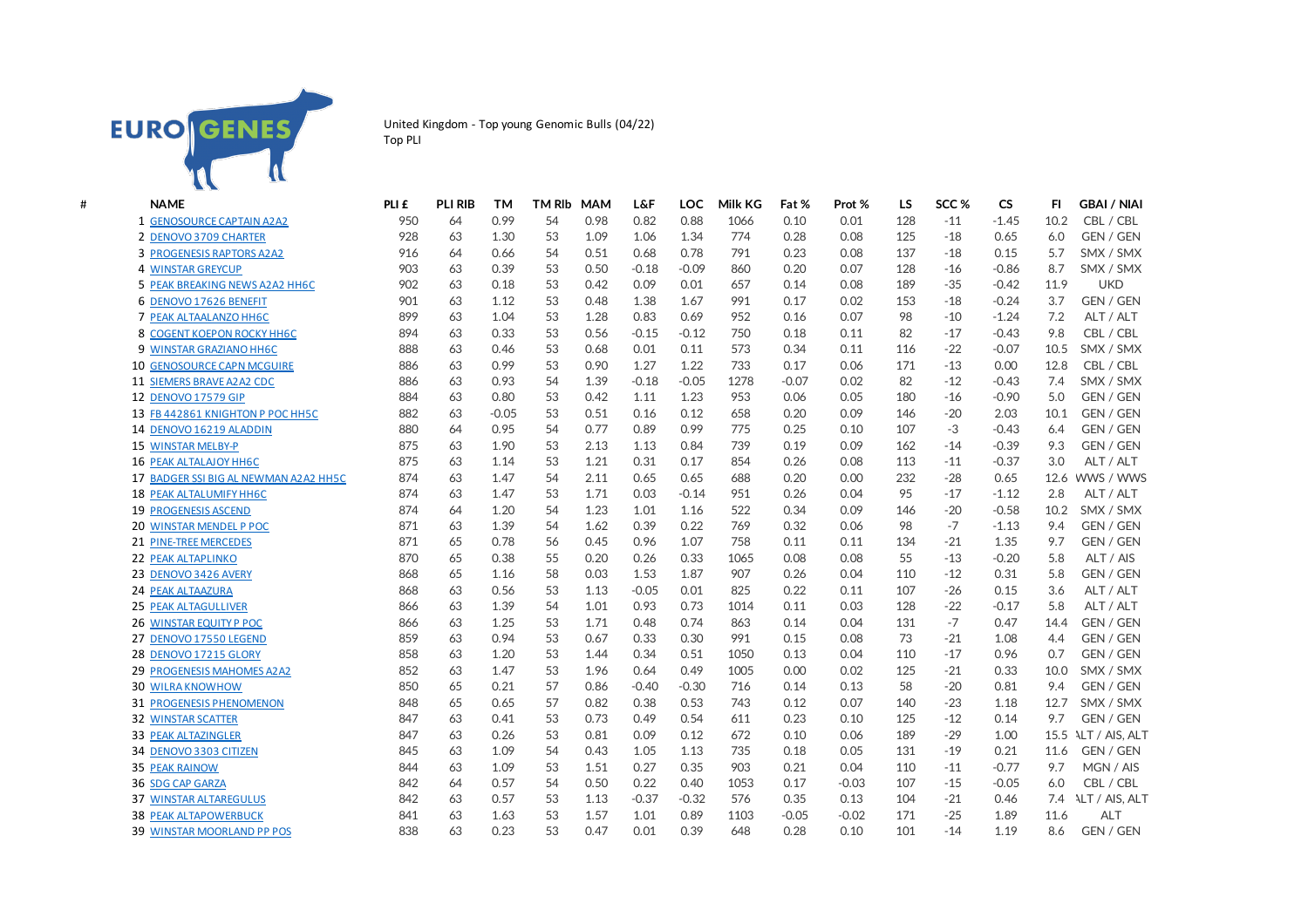EUROGENES

United Kingdom - Top young Genomic Bulls (04/22)
Top PLI

| # | NAME | PLI £ | PLI RIB | TM | TM RIb | MAM | L&F | LOC | Milk KG | Fat % | Prot % | LS | SCC % | CS | FI | GBAI / NIAI |
|---|---|---|---|---|---|---|---|---|---|---|---|---|---|---|---|---|
| 1 | GENOSOURCE CAPTAIN A2A2 | 950 | 64 | 0.99 | 54 | 0.98 | 0.82 | 0.88 | 1066 | 0.10 | 0.01 | 128 | -11 | -1.45 | 10.2 | CBL / CBL |
| 2 | DENOVO 3709 CHARTER | 928 | 63 | 1.30 | 53 | 1.09 | 1.06 | 1.34 | 774 | 0.28 | 0.08 | 125 | -18 | 0.65 | 6.0 | GEN / GEN |
| 3 | PROGENESIS RAPTORS A2A2 | 916 | 64 | 0.66 | 54 | 0.51 | 0.68 | 0.78 | 791 | 0.23 | 0.08 | 137 | -18 | 0.15 | 5.7 | SMX / SMX |
| 4 | WINSTAR GREYCUP | 903 | 63 | 0.39 | 53 | 0.50 | -0.18 | -0.09 | 860 | 0.20 | 0.07 | 128 | -16 | -0.86 | 8.7 | SMX / SMX |
| 5 | PEAK BREAKING NEWS A2A2 HH6C | 902 | 63 | 0.18 | 53 | 0.42 | 0.09 | 0.01 | 657 | 0.14 | 0.08 | 189 | -35 | -0.42 | 11.9 | UKD |
| 6 | DENOVO 17626 BENEFIT | 901 | 63 | 1.12 | 53 | 0.48 | 1.38 | 1.67 | 991 | 0.17 | 0.02 | 153 | -18 | -0.24 | 3.7 | GEN / GEN |
| 7 | PEAK ALTAALANZO HH6C | 899 | 63 | 1.04 | 53 | 1.28 | 0.83 | 0.69 | 952 | 0.16 | 0.07 | 98 | -10 | -1.24 | 7.2 | ALT / ALT |
| 8 | COGENT KOEPON ROCKY HH6C | 894 | 63 | 0.33 | 53 | 0.56 | -0.15 | -0.12 | 750 | 0.18 | 0.11 | 82 | -17 | -0.43 | 9.8 | CBL / CBL |
| 9 | WINSTAR GRAZIANO HH6C | 888 | 63 | 0.46 | 53 | 0.68 | 0.01 | 0.11 | 573 | 0.34 | 0.11 | 116 | -22 | -0.07 | 10.5 | SMX / SMX |
| 10 | GENOSOURCE CAPN MCGUIRE | 886 | 63 | 0.99 | 53 | 0.90 | 1.27 | 1.22 | 733 | 0.17 | 0.06 | 171 | -13 | 0.00 | 12.8 | CBL / CBL |
| 11 | SIEMERS BRAVE A2A2 CDC | 886 | 63 | 0.93 | 54 | 1.39 | -0.18 | -0.05 | 1278 | -0.07 | 0.02 | 82 | -12 | -0.43 | 7.4 | SMX / SMX |
| 12 | DENOVO 17579 GIP | 884 | 63 | 0.80 | 53 | 0.42 | 1.11 | 1.23 | 953 | 0.06 | 0.05 | 180 | -16 | -0.90 | 5.0 | GEN / GEN |
| 13 | FB 442861 KNIGHTON P POC HH5C | 882 | 63 | -0.05 | 53 | 0.51 | 0.16 | 0.12 | 658 | 0.20 | 0.09 | 146 | -20 | 2.03 | 10.1 | GEN / GEN |
| 14 | DENOVO 16219 ALADDIN | 880 | 64 | 0.95 | 54 | 0.77 | 0.89 | 0.99 | 775 | 0.25 | 0.10 | 107 | -3 | -0.43 | 6.4 | GEN / GEN |
| 15 | WINSTAR MELBY-P | 875 | 63 | 1.90 | 53 | 2.13 | 1.13 | 0.84 | 739 | 0.19 | 0.09 | 162 | -14 | -0.39 | 9.3 | GEN / GEN |
| 16 | PEAK ALTALAJOY HH6C | 875 | 63 | 1.14 | 53 | 1.21 | 0.31 | 0.17 | 854 | 0.26 | 0.08 | 113 | -11 | -0.37 | 3.0 | ALT / ALT |
| 17 | BADGER SSI BIG AL NEWMAN A2A2 HH5C | 874 | 63 | 1.47 | 54 | 2.11 | 0.65 | 0.65 | 688 | 0.20 | 0.00 | 232 | -28 | 0.65 | 12.6 | WWS / WWS |
| 18 | PEAK ALTALUMIFY HH6C | 874 | 63 | 1.47 | 53 | 1.71 | 0.03 | -0.14 | 951 | 0.26 | 0.04 | 95 | -17 | -1.12 | 2.8 | ALT / ALT |
| 19 | PROGENESIS ASCEND | 874 | 64 | 1.20 | 54 | 1.23 | 1.01 | 1.16 | 522 | 0.34 | 0.09 | 146 | -20 | -0.58 | 10.2 | SMX / SMX |
| 20 | WINSTAR MENDEL P POC | 871 | 63 | 1.39 | 54 | 1.62 | 0.39 | 0.22 | 769 | 0.32 | 0.06 | 98 | -7 | -1.13 | 9.4 | GEN / GEN |
| 21 | PINE-TREE MERCEDES | 871 | 65 | 0.78 | 56 | 0.45 | 0.96 | 1.07 | 758 | 0.11 | 0.11 | 134 | -21 | 1.35 | 9.7 | GEN / GEN |
| 22 | PEAK ALTAPLINKO | 870 | 65 | 0.38 | 55 | 0.20 | 0.26 | 0.33 | 1065 | 0.08 | 0.08 | 55 | -13 | -0.20 | 5.8 | ALT / AIS |
| 23 | DENOVO 3426 AVERY | 868 | 65 | 1.16 | 58 | 0.03 | 1.53 | 1.87 | 907 | 0.26 | 0.04 | 110 | -12 | 0.31 | 5.8 | GEN / GEN |
| 24 | PEAK ALTAAZURA | 868 | 63 | 0.56 | 53 | 1.13 | -0.05 | 0.01 | 825 | 0.22 | 0.11 | 107 | -26 | 0.15 | 3.6 | ALT / ALT |
| 25 | PEAK ALTAGULLIVER | 866 | 63 | 1.39 | 54 | 1.01 | 0.93 | 0.73 | 1014 | 0.11 | 0.03 | 128 | -22 | -0.17 | 5.8 | ALT / ALT |
| 26 | WINSTAR EQUITY P POC | 866 | 63 | 1.25 | 53 | 1.71 | 0.48 | 0.74 | 863 | 0.14 | 0.04 | 131 | -7 | 0.47 | 14.4 | GEN / GEN |
| 27 | DENOVO 17550 LEGEND | 859 | 63 | 0.94 | 53 | 0.67 | 0.33 | 0.30 | 991 | 0.15 | 0.08 | 73 | -21 | 1.08 | 4.4 | GEN / GEN |
| 28 | DENOVO 17215 GLORY | 858 | 63 | 1.20 | 53 | 1.44 | 0.34 | 0.51 | 1050 | 0.13 | 0.04 | 110 | -17 | 0.96 | 0.7 | GEN / GEN |
| 29 | PROGENESIS MAHOMES A2A2 | 852 | 63 | 1.47 | 53 | 1.96 | 0.64 | 0.49 | 1005 | 0.00 | 0.02 | 125 | -21 | 0.33 | 10.0 | SMX / SMX |
| 30 | WILRA KNOWHOW | 850 | 65 | 0.21 | 57 | 0.86 | -0.40 | -0.30 | 716 | 0.14 | 0.13 | 58 | -20 | 0.81 | 9.4 | GEN / GEN |
| 31 | PROGENESIS PHENOMENON | 848 | 65 | 0.65 | 57 | 0.82 | 0.38 | 0.53 | 743 | 0.12 | 0.07 | 140 | -23 | 1.18 | 12.7 | SMX / SMX |
| 32 | WINSTAR SCATTER | 847 | 63 | 0.41 | 53 | 0.73 | 0.49 | 0.54 | 611 | 0.23 | 0.10 | 125 | -12 | 0.14 | 9.7 | GEN / GEN |
| 33 | PEAK ALTAZINGLER | 847 | 63 | 0.26 | 53 | 0.81 | 0.09 | 0.12 | 672 | 0.10 | 0.06 | 189 | -29 | 1.00 | 15.5 | ALT / AIS, ALT |
| 34 | DENOVO 3303 CITIZEN | 845 | 63 | 1.09 | 54 | 0.43 | 1.05 | 1.13 | 735 | 0.18 | 0.05 | 131 | -19 | 0.21 | 11.6 | GEN / GEN |
| 35 | PEAK RAINOW | 844 | 63 | 1.09 | 53 | 1.51 | 0.27 | 0.35 | 903 | 0.21 | 0.04 | 110 | -11 | -0.77 | 9.7 | MGN / AIS |
| 36 | SDG CAP GARZA | 842 | 64 | 0.57 | 54 | 0.50 | 0.22 | 0.40 | 1053 | 0.17 | -0.03 | 107 | -15 | -0.05 | 6.0 | CBL / CBL |
| 37 | WINSTAR ALTAREGULUS | 842 | 63 | 0.57 | 53 | 1.13 | -0.37 | -0.32 | 576 | 0.35 | 0.13 | 104 | -21 | 0.46 | 7.4 | ALT / AIS, ALT |
| 38 | PEAK ALTAPOWERBUCK | 841 | 63 | 1.63 | 53 | 1.57 | 1.01 | 0.89 | 1103 | -0.05 | -0.02 | 171 | -25 | 1.89 | 11.6 | ALT |
| 39 | WINSTAR MOORLAND PP POS | 838 | 63 | 0.23 | 53 | 0.47 | 0.01 | 0.39 | 648 | 0.28 | 0.10 | 101 | -14 | 1.19 | 8.6 | GEN / GEN |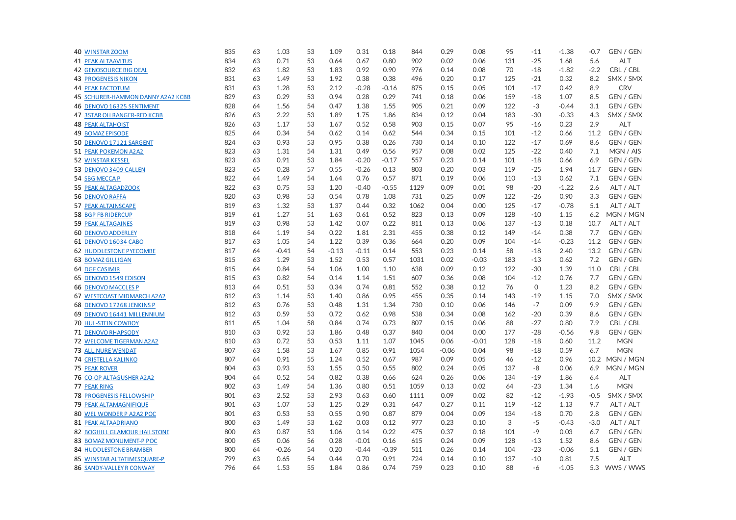| | | | | | | | | | | | | | | | | |
|---|---|---|---|---|---|---|---|---|---|---|---|---|---|---|---|---|
| 40 | WINSTAR ZOOM | 835 | 63 | 1.03 | 53 | 1.09 | 0.31 | 0.18 | 844 | 0.29 | 0.08 | 95 | -11 | -1.38 | -0.7 | GEN / GEN |
| 41 | PEAK ALTAAVITUS | 834 | 63 | 0.71 | 53 | 0.64 | 0.67 | 0.80 | 902 | 0.02 | 0.06 | 131 | -25 | 1.68 | 5.6 | ALT |
| 42 | GENOSOURCE BIG DEAL | 832 | 63 | 1.82 | 53 | 1.83 | 0.92 | 0.90 | 976 | 0.14 | 0.08 | 70 | -18 | -1.82 | -2.2 | CBL / CBL |
| 43 | PROGENESIS NIKON | 831 | 63 | 1.49 | 53 | 1.92 | 0.38 | 0.38 | 496 | 0.20 | 0.17 | 125 | -21 | 0.32 | 8.2 | SMX / SMX |
| 44 | PEAK FACTOTUM | 831 | 63 | 1.28 | 53 | 2.12 | -0.28 | -0.16 | 875 | 0.15 | 0.05 | 101 | -17 | 0.42 | 8.9 | CRV |
| 45 | SCHURER-HAMMON DANNY A2A2 KCBB | 829 | 63 | 0.29 | 53 | 0.94 | 0.28 | 0.29 | 741 | 0.18 | 0.06 | 159 | -18 | 1.07 | 8.5 | GEN / GEN |
| 46 | DENOVO 16325 SENTIMENT | 828 | 64 | 1.56 | 54 | 0.47 | 1.38 | 1.55 | 905 | 0.21 | 0.09 | 122 | -3 | -0.44 | 3.1 | GEN / GEN |
| 47 | 3STAR OH RANGER-RED KCBB | 826 | 63 | 2.22 | 53 | 1.89 | 1.75 | 1.86 | 834 | 0.12 | 0.04 | 183 | -30 | -0.33 | 4.3 | SMX / SMX |
| 48 | PEAK ALTAHOIST | 826 | 63 | 1.17 | 53 | 1.67 | 0.52 | 0.58 | 903 | 0.15 | 0.07 | 95 | -16 | 0.23 | 2.9 | ALT |
| 49 | BOMAZ EPISODE | 825 | 64 | 0.34 | 54 | 0.62 | 0.14 | 0.62 | 544 | 0.34 | 0.15 | 101 | -12 | 0.66 | 11.2 | GEN / GEN |
| 50 | DENOVO 17121 SARGENT | 824 | 63 | 0.93 | 53 | 0.95 | 0.38 | 0.26 | 730 | 0.14 | 0.10 | 122 | -17 | 0.69 | 8.6 | GEN / GEN |
| 51 | PEAK POKEMON A2A2 | 823 | 63 | 1.31 | 54 | 1.31 | 0.49 | 0.56 | 957 | 0.08 | 0.02 | 125 | -22 | 0.40 | 7.1 | MGN / AIS |
| 52 | WINSTAR KESSEL | 823 | 63 | 0.91 | 53 | 1.84 | -0.20 | -0.17 | 557 | 0.23 | 0.14 | 101 | -18 | 0.66 | 6.9 | GEN / GEN |
| 53 | DENOVO 3409 CALLEN | 823 | 65 | 0.28 | 57 | 0.55 | -0.26 | 0.13 | 803 | 0.20 | 0.03 | 119 | -25 | 1.94 | 11.7 | GEN / GEN |
| 54 | SBG MECCA P | 822 | 64 | 1.49 | 54 | 1.64 | 0.76 | 0.57 | 871 | 0.19 | 0.06 | 110 | -13 | 0.62 | 7.1 | GEN / GEN |
| 55 | PEAK ALTAGADZOOK | 822 | 63 | 0.75 | 53 | 1.20 | -0.40 | -0.55 | 1129 | 0.09 | 0.01 | 98 | -20 | -1.22 | 2.6 | ALT / ALT |
| 56 | DENOVO RAFFA | 820 | 63 | 0.98 | 53 | 0.54 | 0.78 | 1.08 | 731 | 0.25 | 0.09 | 122 | -26 | 0.90 | 3.3 | GEN / GEN |
| 57 | PEAK ALTAINSCAPE | 819 | 63 | 1.32 | 53 | 1.37 | 0.44 | 0.32 | 1062 | 0.04 | 0.00 | 125 | -17 | -0.78 | 5.1 | ALT / ALT |
| 58 | BGP FB RIDERCUP | 819 | 61 | 1.27 | 51 | 1.63 | 0.61 | 0.52 | 823 | 0.13 | 0.09 | 128 | -10 | 1.15 | 6.2 | MGN / MGN |
| 59 | PEAK ALTAGAINES | 819 | 63 | 0.98 | 53 | 1.42 | 0.07 | 0.22 | 811 | 0.13 | 0.06 | 137 | -13 | 0.18 | 10.7 | ALT / ALT |
| 60 | DENOVO ADDERLEY | 818 | 64 | 1.19 | 54 | 0.22 | 1.81 | 2.31 | 455 | 0.38 | 0.12 | 149 | -14 | 0.38 | 7.7 | GEN / GEN |
| 61 | DENOVO 16034 CABO | 817 | 63 | 1.05 | 54 | 1.22 | 0.39 | 0.36 | 664 | 0.20 | 0.09 | 104 | -14 | -0.23 | 11.2 | GEN / GEN |
| 62 | HUDDLESTONE PYECOMBE | 817 | 64 | -0.41 | 54 | -0.13 | -0.11 | 0.14 | 553 | 0.23 | 0.14 | 58 | -18 | 2.40 | 13.2 | GEN / GEN |
| 63 | BOMAZ GILLIGAN | 815 | 63 | 1.29 | 53 | 1.52 | 0.53 | 0.57 | 1031 | 0.02 | -0.03 | 183 | -13 | 0.62 | 7.2 | GEN / GEN |
| 64 | DGF CASIMIR | 815 | 64 | 0.84 | 54 | 1.06 | 1.00 | 1.10 | 638 | 0.09 | 0.12 | 122 | -30 | 1.39 | 11.0 | CBL / CBL |
| 65 | DENOVO 1549 EDISON | 815 | 63 | 0.82 | 54 | 0.14 | 1.14 | 1.51 | 607 | 0.36 | 0.08 | 104 | -12 | 0.76 | 7.7 | GEN / GEN |
| 66 | DENOVO MACCLES P | 813 | 64 | 0.51 | 53 | 0.34 | 0.74 | 0.81 | 552 | 0.38 | 0.12 | 76 | 0 | 1.23 | 8.2 | GEN / GEN |
| 67 | WESTCOAST MIDMARCH A2A2 | 812 | 63 | 1.14 | 53 | 1.40 | 0.86 | 0.95 | 455 | 0.35 | 0.14 | 143 | -19 | 1.15 | 7.0 | SMX / SMX |
| 68 | DENOVO 17268 JENKINS P | 812 | 63 | 0.76 | 53 | 0.48 | 1.31 | 1.34 | 730 | 0.10 | 0.06 | 146 | -7 | 0.09 | 9.9 | GEN / GEN |
| 69 | DENOVO 16441 MILLENNIUM | 812 | 63 | 0.59 | 53 | 0.72 | 0.62 | 0.98 | 538 | 0.34 | 0.08 | 162 | -20 | 0.39 | 8.6 | GEN / GEN |
| 70 | HUL-STEIN COWBOY | 811 | 65 | 1.04 | 58 | 0.84 | 0.74 | 0.73 | 807 | 0.15 | 0.06 | 88 | -27 | 0.80 | 7.9 | CBL / CBL |
| 71 | DENOVO RHAPSODY | 810 | 63 | 0.92 | 53 | 1.86 | 0.48 | 0.37 | 840 | 0.04 | 0.00 | 177 | -28 | -0.56 | 9.8 | GEN / GEN |
| 72 | WELCOME TIGERMAN A2A2 | 810 | 63 | 0.72 | 53 | 0.53 | 1.11 | 1.07 | 1045 | 0.06 | -0.01 | 128 | -18 | 0.60 | 11.2 | MGN |
| 73 | ALL.NURE WENDAT | 807 | 63 | 1.58 | 53 | 1.67 | 0.85 | 0.91 | 1054 | -0.06 | 0.04 | 98 | -18 | 0.59 | 6.7 | MGN |
| 74 | CRISTELLA KALINKO | 807 | 64 | 0.91 | 55 | 1.24 | 0.52 | 0.67 | 987 | 0.09 | 0.05 | 46 | -12 | 0.96 | 10.2 | MGN / MGN |
| 75 | PEAK ROVER | 804 | 63 | 0.93 | 53 | 1.55 | 0.50 | 0.55 | 802 | 0.24 | 0.05 | 137 | -8 | 0.06 | 6.9 | MGN / MGN |
| 76 | CO-OP ALTAGUSHER A2A2 | 804 | 64 | 0.52 | 54 | 0.82 | 0.38 | 0.66 | 624 | 0.26 | 0.06 | 134 | -19 | 1.86 | 6.4 | ALT |
| 77 | PEAK RING | 802 | 63 | 1.49 | 54 | 1.36 | 0.80 | 0.51 | 1059 | 0.13 | 0.02 | 64 | -23 | 1.34 | 1.6 | MGN |
| 78 | PROGENESIS FELLOWSHIP | 801 | 63 | 2.52 | 53 | 2.93 | 0.63 | 0.60 | 1111 | 0.09 | 0.02 | 82 | -12 | -1.93 | -0.5 | SMX / SMX |
| 79 | PEAK ALTAMAGNIFIQUE | 801 | 63 | 1.07 | 53 | 1.25 | 0.29 | 0.31 | 647 | 0.27 | 0.11 | 119 | -12 | 1.13 | 9.7 | ALT / ALT |
| 80 | WEL WONDER P A2A2 POC | 801 | 63 | 0.53 | 53 | 0.55 | 0.90 | 0.87 | 879 | 0.04 | 0.09 | 134 | -18 | 0.70 | 2.8 | GEN / GEN |
| 81 | PEAK ALTAADRIANO | 800 | 63 | 1.49 | 53 | 1.62 | 0.03 | 0.12 | 977 | 0.23 | 0.10 | 3 | -5 | -0.43 | -3.0 | ALT / ALT |
| 82 | BOGHILL GLAMOUR HAILSTONE | 800 | 63 | 0.87 | 53 | 1.06 | 0.14 | 0.22 | 475 | 0.37 | 0.18 | 101 | -9 | 0.03 | 6.7 | GEN / GEN |
| 83 | BOMAZ MONUMENT-P POC | 800 | 65 | 0.06 | 56 | 0.28 | -0.01 | 0.16 | 615 | 0.24 | 0.09 | 128 | -13 | 1.52 | 8.6 | GEN / GEN |
| 84 | HUDDLESTONE BRAMBER | 800 | 64 | -0.26 | 54 | 0.20 | -0.44 | -0.39 | 511 | 0.26 | 0.14 | 104 | -23 | -0.06 | 5.1 | GEN / GEN |
| 85 | WINSTAR ALTATIMESQUARE-P | 799 | 63 | 0.65 | 54 | 0.44 | 0.70 | 0.91 | 724 | 0.14 | 0.10 | 137 | -10 | 0.81 | 7.5 | ALT |
| 86 | SANDY-VALLEY R CONWAY | 796 | 64 | 1.53 | 55 | 1.84 | 0.86 | 0.74 | 759 | 0.23 | 0.10 | 88 | -6 | -1.05 | 5.3 | WWS / WWS |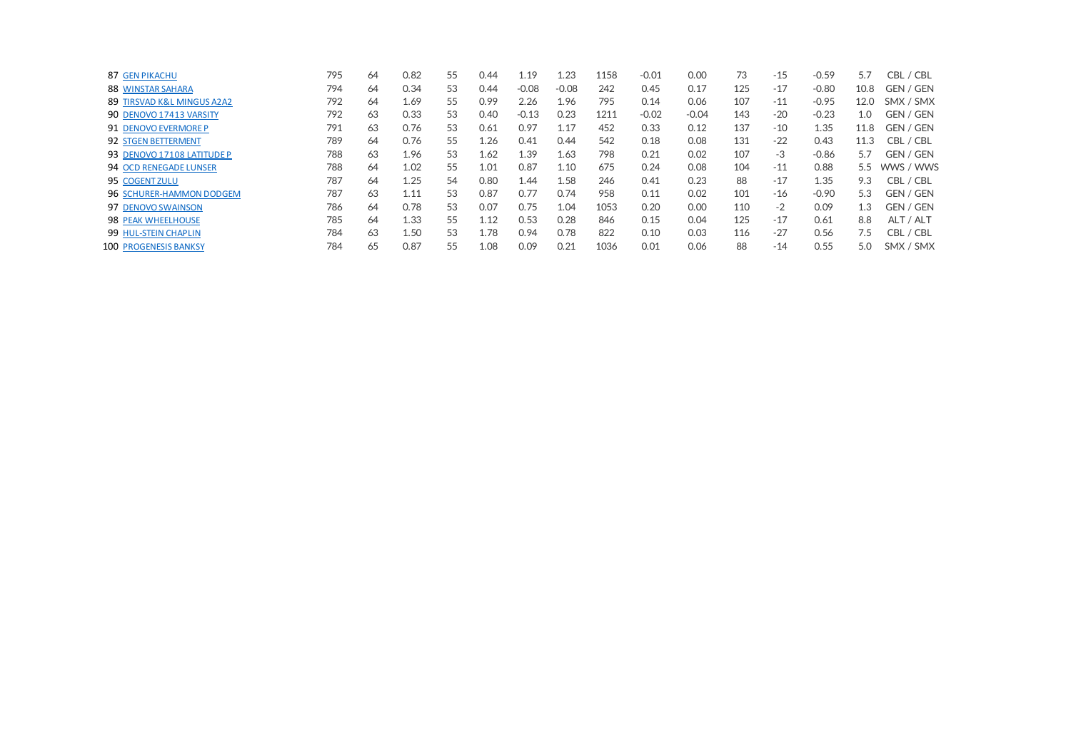| | | | | | | | | | | | | | | | | |
|---|---|---|---|---|---|---|---|---|---|---|---|---|---|---|---|---|
| 87 | GEN PIKACHU | 795 | 64 | 0.82 | 55 | 0.44 | 1.19 | 1.23 | 1158 | -0.01 | 0.00 | 73 | -15 | -0.59 | 5.7 | CBL / CBL |
| 88 | WINSTAR SAHARA | 794 | 64 | 0.34 | 53 | 0.44 | -0.08 | -0.08 | 242 | 0.45 | 0.17 | 125 | -17 | -0.80 | 10.8 | GEN / GEN |
| 89 | TIRSVAD K&L MINGUS A2A2 | 792 | 64 | 1.69 | 55 | 0.99 | 2.26 | 1.96 | 795 | 0.14 | 0.06 | 107 | -11 | -0.95 | 12.0 | SMX / SMX |
| 90 | DENOVO 17413 VARSITY | 792 | 63 | 0.33 | 53 | 0.40 | -0.13 | 0.23 | 1211 | -0.02 | -0.04 | 143 | -20 | -0.23 | 1.0 | GEN / GEN |
| 91 | DENOVO EVERMORE P | 791 | 63 | 0.76 | 53 | 0.61 | 0.97 | 1.17 | 452 | 0.33 | 0.12 | 137 | -10 | 1.35 | 11.8 | GEN / GEN |
| 92 | STGEN BETTERMENT | 789 | 64 | 0.76 | 55 | 1.26 | 0.41 | 0.44 | 542 | 0.18 | 0.08 | 131 | -22 | 0.43 | 11.3 | CBL / CBL |
| 93 | DENOVO 17108 LATITUDE P | 788 | 63 | 1.96 | 53 | 1.62 | 1.39 | 1.63 | 798 | 0.21 | 0.02 | 107 | -3 | -0.86 | 5.7 | GEN / GEN |
| 94 | OCD RENEGADE LUNSER | 788 | 64 | 1.02 | 55 | 1.01 | 0.87 | 1.10 | 675 | 0.24 | 0.08 | 104 | -11 | 0.88 | 5.5 | WWS / WWS |
| 95 | COGENT ZULU | 787 | 64 | 1.25 | 54 | 0.80 | 1.44 | 1.58 | 246 | 0.41 | 0.23 | 88 | -17 | 1.35 | 9.3 | CBL / CBL |
| 96 | SCHURER-HAMMON DODGEM | 787 | 63 | 1.11 | 53 | 0.87 | 0.77 | 0.74 | 958 | 0.11 | 0.02 | 101 | -16 | -0.90 | 5.3 | GEN / GEN |
| 97 | DENOVO SWAINSON | 786 | 64 | 0.78 | 53 | 0.07 | 0.75 | 1.04 | 1053 | 0.20 | 0.00 | 110 | -2 | 0.09 | 1.3 | GEN / GEN |
| 98 | PEAK WHEELHOUSE | 785 | 64 | 1.33 | 55 | 1.12 | 0.53 | 0.28 | 846 | 0.15 | 0.04 | 125 | -17 | 0.61 | 8.8 | ALT / ALT |
| 99 | HUL-STEIN CHAPLIN | 784 | 63 | 1.50 | 53 | 1.78 | 0.94 | 0.78 | 822 | 0.10 | 0.03 | 116 | -27 | 0.56 | 7.5 | CBL / CBL |
| 100 | PROGENESIS BANKSY | 784 | 65 | 0.87 | 55 | 1.08 | 0.09 | 0.21 | 1036 | 0.01 | 0.06 | 88 | -14 | 0.55 | 5.0 | SMX / SMX |